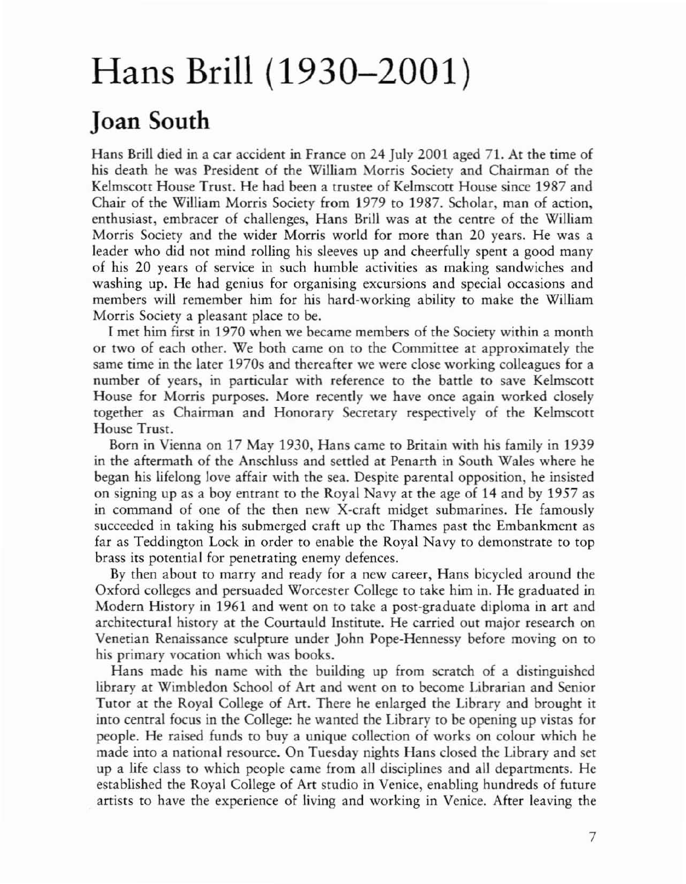# Hans Brill (1930–2001)

## Joan South

Hans Brill died in a car accident in France on 24 July 2001 aged 71. At the time of his death he was President of the William Morris Society and Chairman of the Kelmscott House Trust. He had been a trustee of Kelmscott House since 1987 and Chair of the William Morris Society from 1979 to 1987. Scholar, man of action, enthusiast, embracer of challenges, Hans Brill was at the centre of the William Morris Society and the wider Morris world for more than 20 years. He was a leader who did not mind rolling his sleeves up and cheerfully spent a good many of his 20 years of service in such humble activities as making sandwiches and washing up. He had genius for organising excursions and special occasions and members will remember him for his hard-working ability to make the William Morris Society a pleasant place to be.

I met him first in 1970 when we became members of the Society within a month or two of each other. We both came on to the Committee at approximately the same time in the later 1970s and thereafter we were close working colleagues for a number of years, in particular with reference to the battle to save Kelmscott House for Morris purposes. More recently we have once again worked closely together as Chairman and Honorary Secretary respectively of the Kelmscott House Trust.

Born in Vienna on 17 May 1930, Hans came to Britain with his family in 1939 in the aftermath of the Anschluss and settled at Penarth in South Wales where he began his lifelong love affair with the sea. Despite parental opposition, he insisted on signing up as a boy entrant to the Royal Navy at the age of 14 and by 1957 as in command of one of the then new X-craft midget submarines. He famously succeeded in taking his submerged craft up the Thames past the Embankment as far as Teddington Lock in order to enable the Royal Navy to demonstrate to top brass its potential for penetrating enemy defences.

By then about to marry and ready for a new career, Hans bicycled around the Oxford colleges and persuaded Worcester College to take him in. He graduated in Modern History in 1961 and went on to take a post-graduate diploma in art and architectural history at the Courtauld Institute. He carried out major research on Venetian Renaissance sculpture under John Pope-Hennessy before moving on to his primary vocation which was books.

Hans made his name with the building up from scratch of a distinguished library at Wimbledon School of Art and went on to become Librarian and Senior Tutor at the Royal College of Art. There he enlarged the Library and brought it into central focus in the College: he wanted the Library to be opening up vistas for people. He raised funds to buy a unique collection of works on colour which he made into a national resource. On Tuesday nights Hans closed the Library and set up a life class to which people came from all disciplines and all departments. He established the Royal College of Art studio in Venice, enabling hundreds of future artists to have the experience of living and working in Venice. After leaving the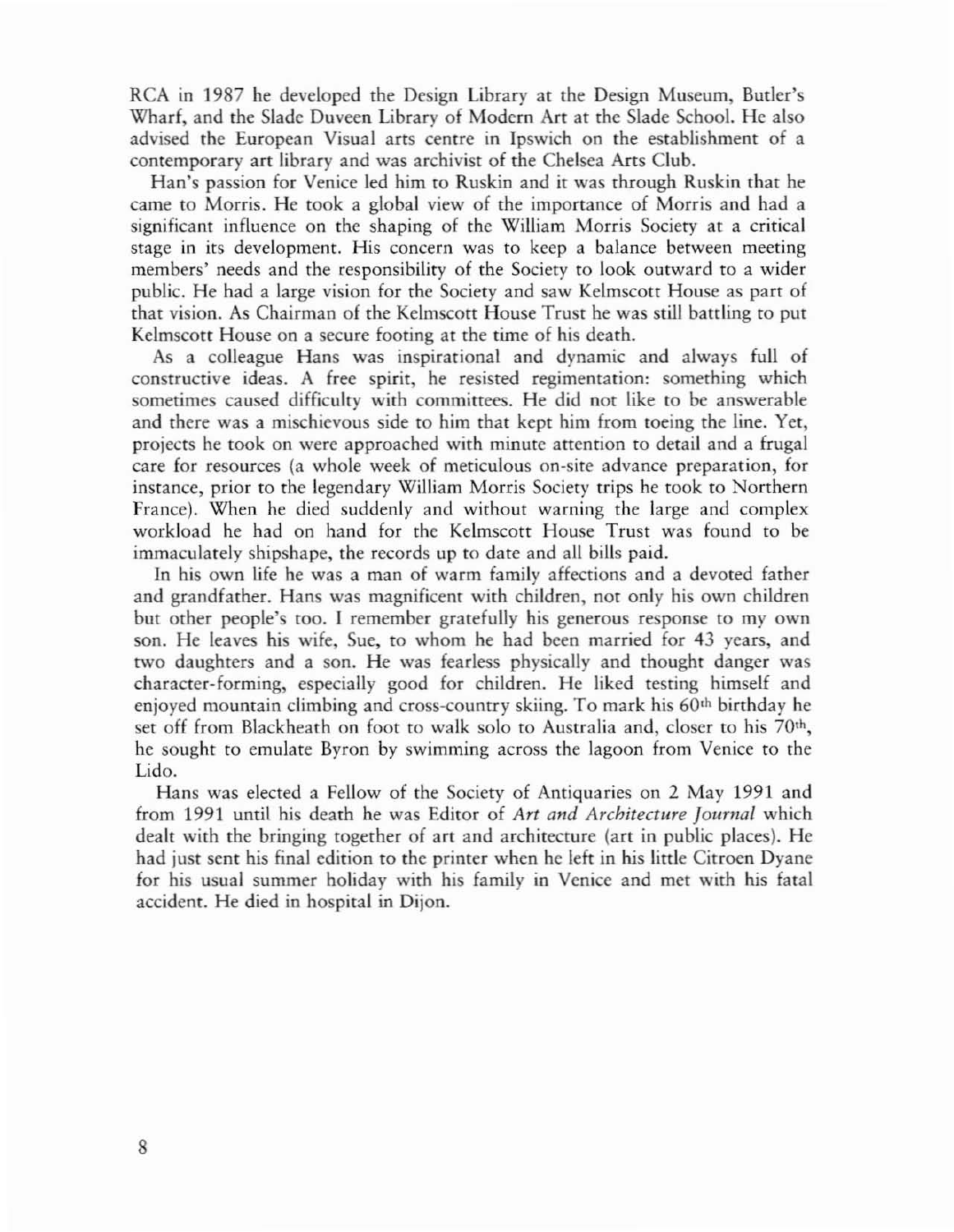RCA in 1987 he developed the Design Library at the Design Museum, Butler's Wharf, and the Slade Duveen Library of Modern Art at the Slade School. He also advised the European Visual arts centre in Ipswich on the establishment of a contemporary art library and was archivist of the Chelsea Arts Club.

Han's passion for Venice led him to Ruskin and it was through Ruskin that he came to Morris. He took a global view of the importance of Morris and had a significant influence on the shaping of the William Morris Society at a critical stage in its development. His concern was to keep a balance between meeting members' needs and the responsibility of the Society to look outward to a wider public. He had a large vision for the Society and saw Kelmscott House as part of that vision. As Chairman of the Kelmscott House Trust he was still battling to put Kelmscott House on a secure footing at the time of his death.

As a colleague Hans was inspirational and dynamic and always full of constructive ideas. A free spirit, he resisted regimentation: something which sometimes caused difficulty with committees. He did not like to be answerable and there was a mischievous side to him that kept him from toeing the line. Yet, projects he took on were approached with minute attention to detail and a frugal care for resources (a whole week of meticulous on-site advance preparation, for instance, prior to the legendary William Morris Society trips he took to Northern France). When he died suddenly and without warning the large and complex workload he had on hand for the Kelmscott House Trust was found to be immaculately shipshape, the records up to date and all bills paid.

In his own life he was a man of warm family affections and a devoted father and grandfather. Hans was magnificent with children, not only his own children but other people's too. I remember gratefully his generous response to my own son. He leaves his wife, Sue, to whom he had been married for 43 years, and two daughters and a son. He was fearless physically and thought danger was character-forming, especially good for children. He liked testing himself and enjoyed mountain climbing and cross-country skiing. To mark his 60th birthday he set off from Blackheath on foot to walk solo to Australia and, closer to his 70th, he sought to emulate Byron by swimming across the lagoon from Venice to the Lido.

Hans was elected a Fellow of the Society of Antiquaries on 2 May 1991 and from 1991 until his death he was Editor of *Art and Architecture Journal* which dealt with the bringing together of art and architecture (art in public places). He had just sent his final edition to the printer when he left in his little Citroen Dyane for his usual summer holiday with his family in Venice and met with his fatal accident. He died in hospital in Dijon.